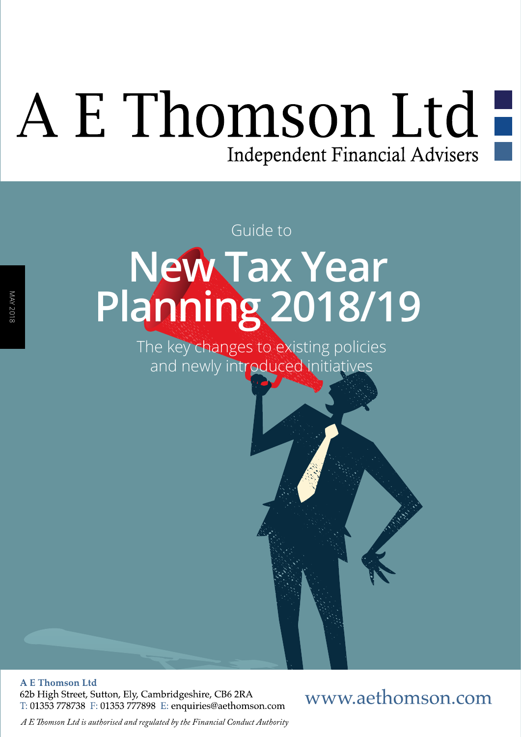# A E Thomson Ltd

Independent Financial Advisers

MAY 2018

Guide to

# New Tax Year Planning 2018/19

The key changes to existing policies and newly introduced initiatives

**A E Thomson Ltd**
62b High Street, Sutton, Ely, Cambridgeshire, CB6 2RA
T: 01353 778738 F: 01353 777898 E: enquiries@aethomson.com

www.aethomson.com

*A E Thomson Ltd is authorised and regulated by the Financial Conduct Authority*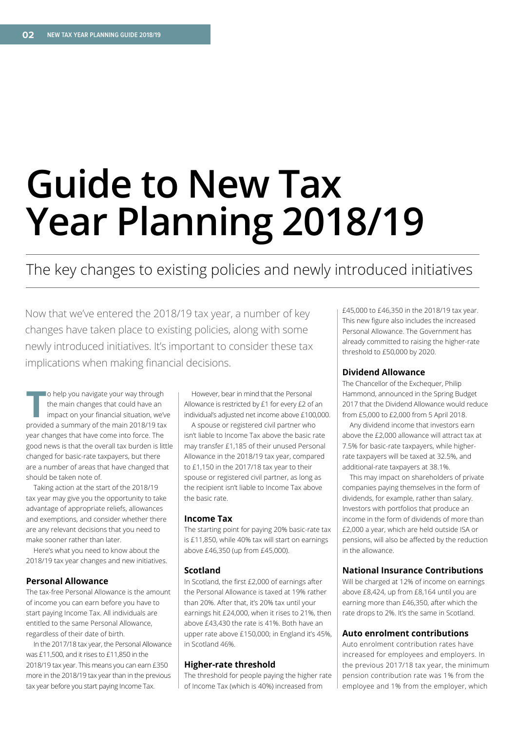# Guide to New Tax Year Planning 2018/19

## The key changes to existing policies and newly introduced initiatives

Now that we've entered the 2018/19 tax year, a number of key changes have taken place to existing policies, along with some newly introduced initiatives. It's important to consider these tax implications when making financial decisions.

To help you navigate your way through the main changes that could have an impact on your financial situation, we've provided a summary of the main 2018/19 tax year changes that have come into force. The good news is that the overall tax burden is little changed for basic-rate taxpayers, but there are a number of areas that have changed that should be taken note of.

Taking action at the start of the 2018/19 tax year may give you the opportunity to take advantage of appropriate reliefs, allowances and exemptions, and consider whether there are any relevant decisions that you need to make sooner rather than later.

Here's what you need to know about the 2018/19 tax year changes and new initiatives.

### Personal Allowance

The tax-free Personal Allowance is the amount of income you can earn before you have to start paying Income Tax. All individuals are entitled to the same Personal Allowance, regardless of their date of birth.

In the 2017/18 tax year, the Personal Allowance was £11,500, and it rises to £11,850 in the 2018/19 tax year. This means you can earn £350 more in the 2018/19 tax year than in the previous tax year before you start paying Income Tax.

However, bear in mind that the Personal Allowance is restricted by £1 for every £2 of an individual's adjusted net income above £100,000.

A spouse or registered civil partner who isn't liable to Income Tax above the basic rate may transfer £1,185 of their unused Personal Allowance in the 2018/19 tax year, compared to £1,150 in the 2017/18 tax year to their spouse or registered civil partner, as long as the recipient isn't liable to Income Tax above the basic rate.

### Income Tax

The starting point for paying 20% basic-rate tax is £11,850, while 40% tax will start on earnings above £46,350 (up from £45,000).

### Scotland

In Scotland, the first £2,000 of earnings after the Personal Allowance is taxed at 19% rather than 20%. After that, it's 20% tax until your earnings hit £24,000, when it rises to 21%, then above £43,430 the rate is 41%. Both have an upper rate above £150,000; in England it's 45%, in Scotland 46%.

### Higher-rate threshold

The threshold for people paying the higher rate of Income Tax (which is 40%) increased from £45,000 to £46,350 in the 2018/19 tax year. This new figure also includes the increased Personal Allowance. The Government has already committed to raising the higher-rate threshold to £50,000 by 2020.

### Dividend Allowance

The Chancellor of the Exchequer, Philip Hammond, announced in the Spring Budget 2017 that the Dividend Allowance would reduce from £5,000 to £2,000 from 5 April 2018.

Any dividend income that investors earn above the £2,000 allowance will attract tax at 7.5% for basic-rate taxpayers, while higher-rate taxpayers will be taxed at 32.5%, and additional-rate taxpayers at 38.1%.

This may impact on shareholders of private companies paying themselves in the form of dividends, for example, rather than salary. Investors with portfolios that produce an income in the form of dividends of more than £2,000 a year, which are held outside ISA or pensions, will also be affected by the reduction in the allowance.

### National Insurance Contributions

Will be charged at 12% of income on earnings above £8,424, up from £8,164 until you are earning more than £46,350, after which the rate drops to 2%. It's the same in Scotland.

### Auto enrolment contributions

Auto enrolment contribution rates have increased for employees and employers. In the previous 2017/18 tax year, the minimum pension contribution rate was 1% from the employee and 1% from the employer, which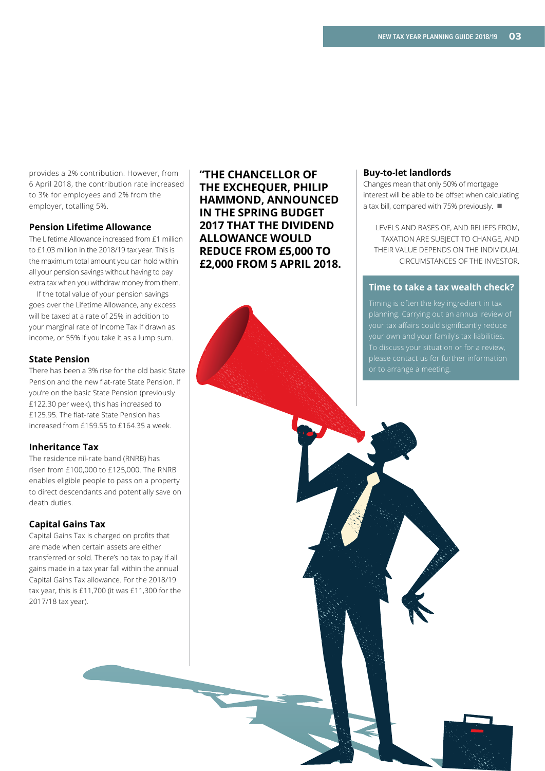provides a 2% contribution. However, from 6 April 2018, the contribution rate increased to 3% for employees and 2% from the employer, totalling 5%.

### Pension Lifetime Allowance

The Lifetime Allowance increased from £1 million to £1.03 million in the 2018/19 tax year. This is the maximum total amount you can hold within all your pension savings without having to pay extra tax when you withdraw money from them.

If the total value of your pension savings goes over the Lifetime Allowance, any excess will be taxed at a rate of 25% in addition to your marginal rate of Income Tax if drawn as income, or 55% if you take it as a lump sum.

### State Pension

There has been a 3% rise for the old basic State Pension and the new flat-rate State Pension. If you're on the basic State Pension (previously £122.30 per week), this has increased to £125.95. The flat-rate State Pension has increased from £159.55 to £164.35 a week.

### Inheritance Tax

The residence nil-rate band (RNRB) has risen from £100,000 to £125,000. The RNRB enables eligible people to pass on a property to direct descendants and potentially save on death duties.

### Capital Gains Tax

Capital Gains Tax is charged on profits that are made when certain assets are either transferred or sold. There's no tax to pay if all gains made in a tax year fall within the annual Capital Gains Tax allowance. For the 2018/19 tax year, this is £11,700 (it was £11,300 for the 2017/18 tax year).

**"THE CHANCELLOR OF THE EXCHEQUER, PHILIP HAMMOND, ANNOUNCED IN THE SPRING BUDGET 2017 THAT THE DIVIDEND ALLOWANCE WOULD REDUCE FROM £5,000 TO £2,000 FROM 5 APRIL 2018.**

### Buy-to-let landlords

Changes mean that only 50% of mortgage interest will be able to be offset when calculating a tax bill, compared with 75% previously. ■

LEVELS AND BASES OF, AND RELIEFS FROM, TAXATION ARE SUBJECT TO CHANGE, AND THEIR VALUE DEPENDS ON THE INDIVIDUAL CIRCUMSTANCES OF THE INVESTOR.

### Time to take a tax wealth check?

Timing is often the key ingredient in tax planning. Carrying out an annual review of your tax affairs could significantly reduce your own and your family's tax liabilities. To discuss your situation or for a review, please contact us for further information or to arrange a meeting.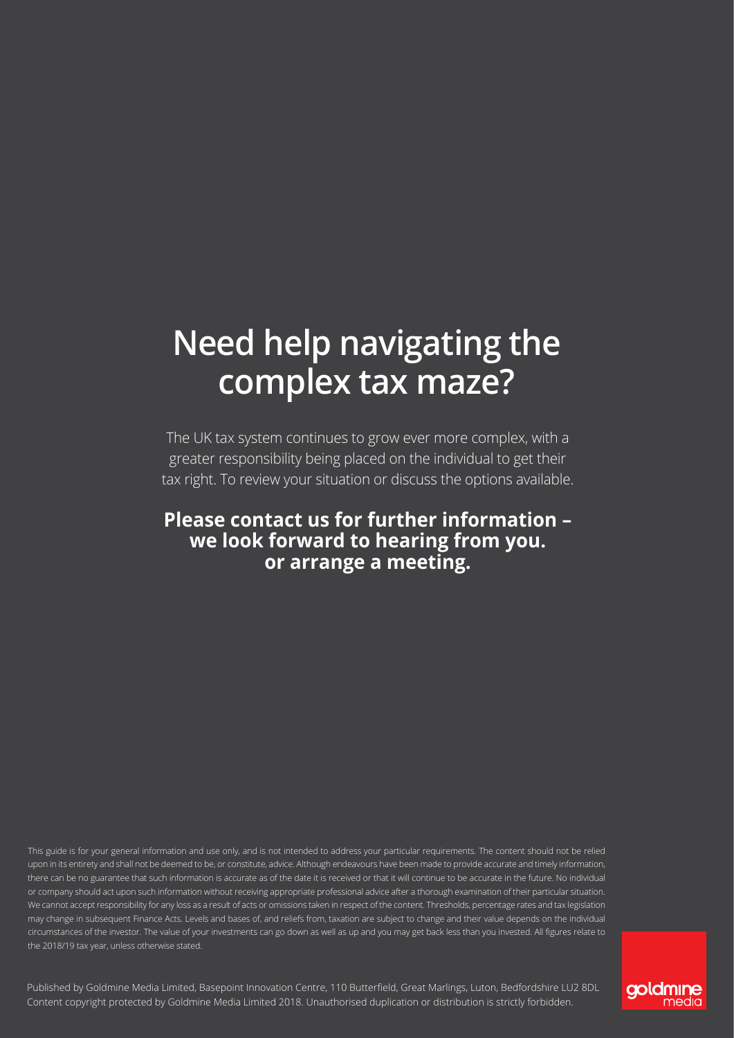# Need help navigating the complex tax maze?

The UK tax system continues to grow ever more complex, with a greater responsibility being placed on the individual to get their tax right. To review your situation or discuss the options available.

**Please contact us for further information – we look forward to hearing from you. or arrange a meeting.**

This guide is for your general information and use only, and is not intended to address your particular requirements. The content should not be relied upon in its entirety and shall not be deemed to be, or constitute, advice. Although endeavours have been made to provide accurate and timely information, there can be no guarantee that such information is accurate as of the date it is received or that it will continue to be accurate in the future. No individual or company should act upon such information without receiving appropriate professional advice after a thorough examination of their particular situation. We cannot accept responsibility for any loss as a result of acts or omissions taken in respect of the content. Thresholds, percentage rates and tax legislation may change in subsequent Finance Acts. Levels and bases of, and reliefs from, taxation are subject to change and their value depends on the individual circumstances of the investor. The value of your investments can go down as well as up and you may get back less than you invested. All figures relate to the 2018/19 tax year, unless otherwise stated.

Published by Goldmine Media Limited, Basepoint Innovation Centre, 110 Butterfield, Great Marlings, Luton, Bedfordshire LU2 8DL
Content copyright protected by Goldmine Media Limited 2018. Unauthorised duplication or distribution is strictly forbidden.

goldmine media